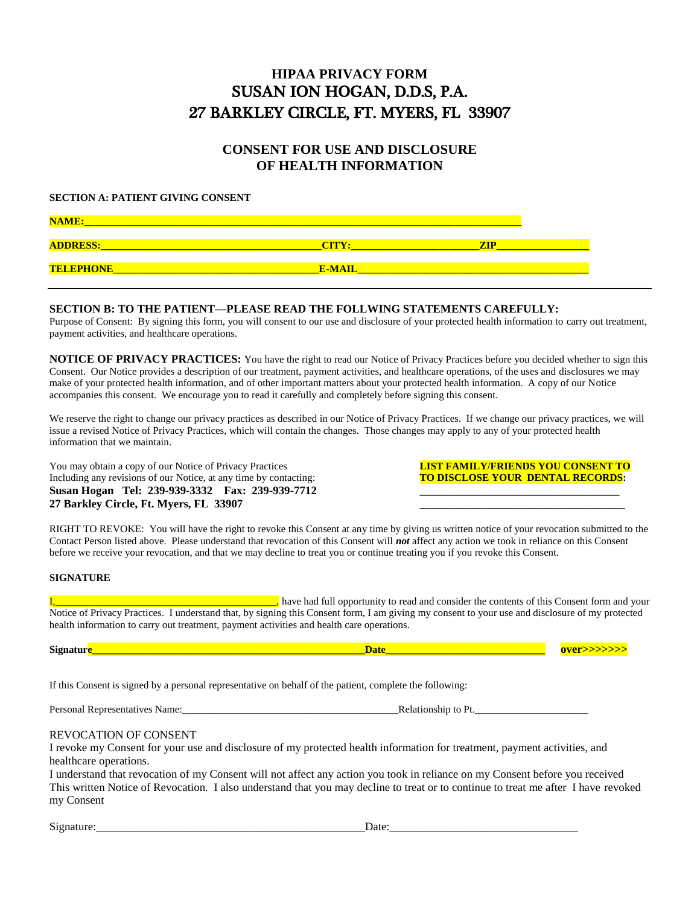# HIPAA PRIVACY FORM
# SUSAN ION HOGAN, D.D.S, P.A.
# 27 BARKLEY CIRCLE, FT. MYERS, FL 33907

## CONSENT FOR USE AND DISCLOSURE OF HEALTH INFORMATION

**SECTION A: PATIENT GIVING CONSENT**

**NAME:**_______________________________________________________________________________

**ADDRESS:**________________________________________**CITY:**________________________**ZIP**_________________

**TELEPHONE**_______________________________________**E-MAIL**_____________________________________________

---

**SECTION B: TO THE PATIENT—PLEASE READ THE FOLLWING STATEMENTS CAREFULLY:**

Purpose of Consent: By signing this form, you will consent to our use and disclosure of your protected health information to carry out treatment, payment activities, and healthcare operations.

**NOTICE OF PRIVACY PRACTICES:** You have the right to read our Notice of Privacy Practices before you decided whether to sign this Consent. Our Notice provides a description of our treatment, payment activities, and healthcare operations, of the uses and disclosures we may make of your protected health information, and of other important matters about your protected health information. A copy of our Notice accompanies this consent. We encourage you to read it carefully and completely before signing this consent.

We reserve the right to change our privacy practices as described in our Notice of Privacy Practices. If we change our privacy practices, we will issue a revised Notice of Privacy Practices, which will contain the changes. Those changes may apply to any of your protected health information that we maintain.

You may obtain a copy of our Notice of Privacy Practices Including any revisions of our Notice, at any time by contacting:
**Susan Hogan Tel: 239-939-3332 Fax: 239-939-7712**
**27 Barkley Circle, Ft. Myers, FL 33907**

**LIST FAMILY/FRIENDS YOU CONSENT TO TO DISCLOSE YOUR DENTAL RECORDS:**
____________________________________
____________________________________

RIGHT TO REVOKE: You will have the right to revoke this Consent at any time by giving us written notice of your revocation submitted to the Contact Person listed above. Please understand that revocation of this Consent will ***not*** affect any action we took in reliance on this Consent before we receive your revocation, and that we may decline to treat you or continue treating you if you revoke this Consent.

**SIGNATURE**

I,__________________________________________, have had full opportunity to read and consider the contents of this Consent form and your Notice of Privacy Practices. I understand that, by signing this Consent form, I am giving my consent to your use and disclosure of my protected health information to carry out treatment, payment activities and health care operations.

**Signature**_____________________________________________________**Date**______________________________ **over>>>>>>>**

If this Consent is signed by a personal representative on behalf of the patient, complete the following:

Personal Representatives Name:__________________________________________Relationship to Pt.______________________

REVOCATION OF CONSENT

I revoke my Consent for your use and disclosure of my protected health information for treatment, payment activities, and healthcare operations.

I understand that revocation of my Consent will not affect any action you took in reliance on my Consent before you received This written Notice of Revocation. I also understand that you may decline to treat or to continue to treat me after I have revoked my Consent

Signature:_________________________________________________Date:_________________________________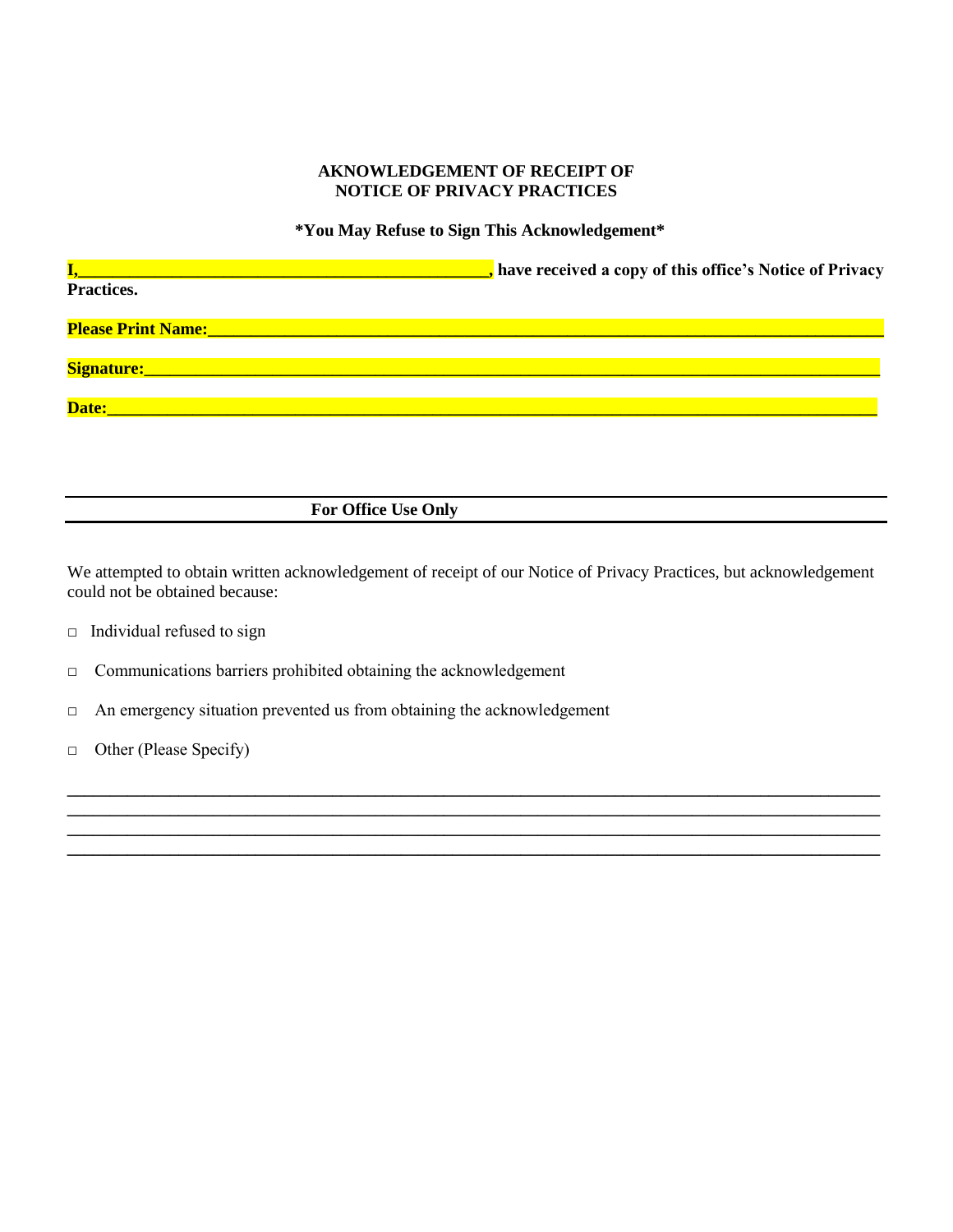**AKNOWLEDGEMENT OF RECEIPT OF**
**NOTICE OF PRIVACY PRACTICES**

***You May Refuse to Sign This Acknowledgement***

**I,\_\_\_\_\_\_\_\_\_\_\_\_\_\_\_\_\_\_\_\_\_\_\_\_\_\_\_\_\_\_\_\_\_\_\_\_\_\_\_\_\_\_\_\_\_\_\_\_, have received a copy of this office's Notice of Privacy Practices.**

**Please Print Name:\_\_\_\_\_\_\_\_\_\_\_\_\_\_\_\_\_\_\_\_\_\_\_\_\_\_\_\_\_\_\_\_\_\_\_\_\_\_\_\_\_\_\_\_\_\_\_\_\_\_\_\_\_\_\_\_\_\_\_\_\_\_\_\_\_\_\_\_**

**Signature:\_\_\_\_\_\_\_\_\_\_\_\_\_\_\_\_\_\_\_\_\_\_\_\_\_\_\_\_\_\_\_\_\_\_\_\_\_\_\_\_\_\_\_\_\_\_\_\_\_\_\_\_\_\_\_\_\_\_\_\_\_\_\_\_\_\_\_\_\_\_\_\_\_\_\_\_**

**Date:\_\_\_\_\_\_\_\_\_\_\_\_\_\_\_\_\_\_\_\_\_\_\_\_\_\_\_\_\_\_\_\_\_\_\_\_\_\_\_\_\_\_\_\_\_\_\_\_\_\_\_\_\_\_\_\_\_\_\_\_\_\_\_\_\_\_\_\_\_\_\_\_\_\_\_\_\_\_\_\_\_**

---

**For Office Use Only**

---

We attempted to obtain written acknowledgement of receipt of our Notice of Privacy Practices, but acknowledgement could not be obtained because:

- ☐ Individual refused to sign
- ☐ Communications barriers prohibited obtaining the acknowledgement
- ☐ An emergency situation prevented us from obtaining the acknowledgement
- ☐ Other (Please Specify)

\_\_\_\_\_\_\_\_\_\_\_\_\_\_\_\_\_\_\_\_\_\_\_\_\_\_\_\_\_\_\_\_\_\_\_\_\_\_\_\_\_\_\_\_\_\_\_\_\_\_\_\_\_\_\_\_\_\_\_\_\_\_\_\_\_\_\_\_\_\_\_\_\_\_\_\_\_\_\_\_\_\_\_\_\_\_
\_\_\_\_\_\_\_\_\_\_\_\_\_\_\_\_\_\_\_\_\_\_\_\_\_\_\_\_\_\_\_\_\_\_\_\_\_\_\_\_\_\_\_\_\_\_\_\_\_\_\_\_\_\_\_\_\_\_\_\_\_\_\_\_\_\_\_\_\_\_\_\_\_\_\_\_\_\_\_\_\_\_\_\_\_\_
\_\_\_\_\_\_\_\_\_\_\_\_\_\_\_\_\_\_\_\_\_\_\_\_\_\_\_\_\_\_\_\_\_\_\_\_\_\_\_\_\_\_\_\_\_\_\_\_\_\_\_\_\_\_\_\_\_\_\_\_\_\_\_\_\_\_\_\_\_\_\_\_\_\_\_\_\_\_\_\_\_\_\_\_\_\_
\_\_\_\_\_\_\_\_\_\_\_\_\_\_\_\_\_\_\_\_\_\_\_\_\_\_\_\_\_\_\_\_\_\_\_\_\_\_\_\_\_\_\_\_\_\_\_\_\_\_\_\_\_\_\_\_\_\_\_\_\_\_\_\_\_\_\_\_\_\_\_\_\_\_\_\_\_\_\_\_\_\_\_\_\_\_